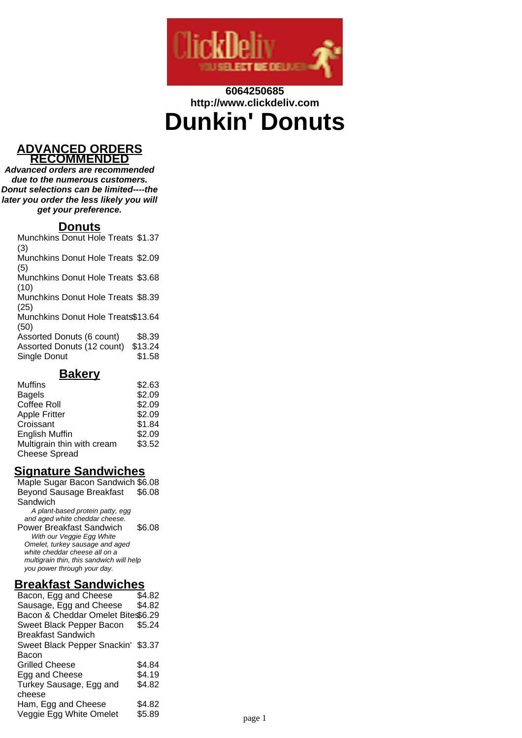6064250685
http://www.clickdeliv.com

# Dunkin' Donuts

## ADVANCED ORDERS RECOMMENDED

***Advanced orders are recommended due to the numerous customers. Donut selections can be limited----the later you order the less likely you will get your preference.***

## Donuts

| Item | Price |
|---|---|
| Munchkins Donut Hole Treats (3) | $1.37 |
| Munchkins Donut Hole Treats (5) | $2.09 |
| Munchkins Donut Hole Treats (10) | $3.68 |
| Munchkins Donut Hole Treats (25) | $8.39 |
| Munchkins Donut Hole Treats (50) | $13.64 |
| Assorted Donuts (6 count) | $8.39 |
| Assorted Donuts (12 count) | $13.24 |
| Single Donut | $1.58 |

## Bakery

| Item | Price |
|---|---|
| Muffins | $2.63 |
| Bagels | $2.09 |
| Coffee Roll | $2.09 |
| Apple Fritter | $2.09 |
| Croissant | $1.84 |
| English Muffin | $2.09 |
| Multigrain thin with cream Cheese Spread | $3.52 |

## Signature Sandwiches

| Item | Price |
|---|---|
| Maple Sugar Bacon Sandwich | $6.08 |
| Beyond Sausage Breakfast Sandwich<br>*A plant-based protein patty, egg and aged white cheddar cheese.* | $6.08 |
| Power Breakfast Sandwich<br>*With our Veggie Egg White Omelet, turkey sausage and aged white cheddar cheese all on a multigrain thin, this sandwich will help you power through your day.* | $6.08 |

## Breakfast Sandwiches

| Item | Price |
|---|---|
| Bacon, Egg and Cheese | $4.82 |
| Sausage, Egg and Cheese | $4.82 |
| Bacon & Cheddar Omelet Bites | $6.29 |
| Sweet Black Pepper Bacon Breakfast Sandwich | $5.24 |
| Sweet Black Pepper Snackin' Bacon | $3.37 |
| Grilled Cheese | $4.84 |
| Egg and Cheese | $4.19 |
| Turkey Sausage, Egg and cheese | $4.82 |
| Ham, Egg and Cheese | $4.82 |
| Veggie Egg White Omelet | $5.89 |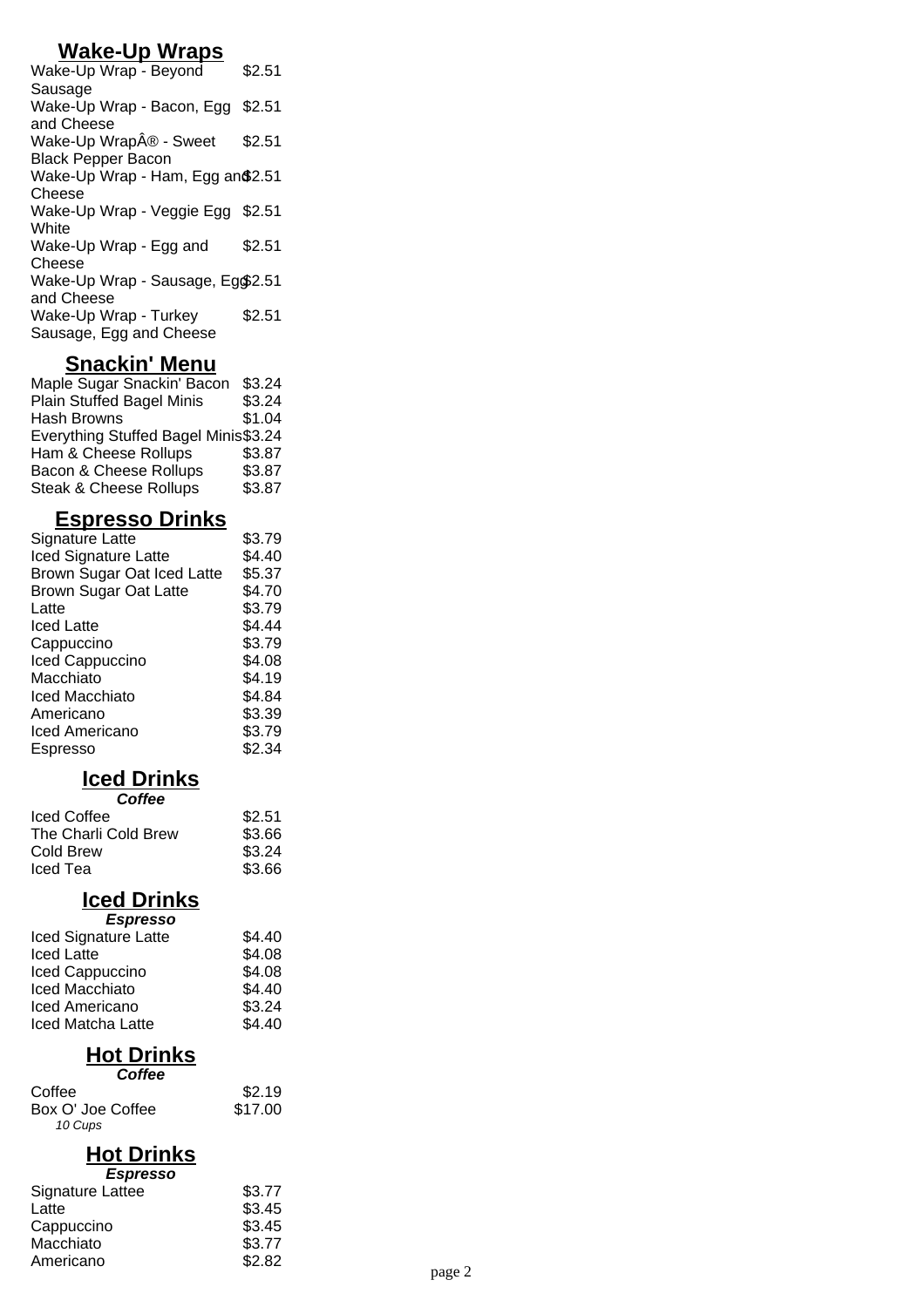## Wake-Up Wraps

| | |
|---|---|
| Wake-Up Wrap - Beyond Sausage | $2.51 |
| Wake-Up Wrap - Bacon, Egg and Cheese | $2.51 |
| Wake-Up WrapÂ® - Sweet Black Pepper Bacon | $2.51 |
| Wake-Up Wrap - Ham, Egg and Cheese | $2.51 |
| Wake-Up Wrap - Veggie Egg White | $2.51 |
| Wake-Up Wrap - Egg and Cheese | $2.51 |
| Wake-Up Wrap - Sausage, Egg and Cheese | $2.51 |
| Wake-Up Wrap - Turkey Sausage, Egg and Cheese | $2.51 |

## Snackin' Menu

| | |
|---|---|
| Maple Sugar Snackin' Bacon | $3.24 |
| Plain Stuffed Bagel Minis | $3.24 |
| Hash Browns | $1.04 |
| Everything Stuffed Bagel Minis | $3.24 |
| Ham & Cheese Rollups | $3.87 |
| Bacon & Cheese Rollups | $3.87 |
| Steak & Cheese Rollups | $3.87 |

## Espresso Drinks

| | |
|---|---|
| Signature Latte | $3.79 |
| Iced Signature Latte | $4.40 |
| Brown Sugar Oat Iced Latte | $5.37 |
| Brown Sugar Oat Latte | $4.70 |
| Latte | $3.79 |
| Iced Latte | $4.44 |
| Cappuccino | $3.79 |
| Iced Cappuccino | $4.08 |
| Macchiato | $4.19 |
| Iced Macchiato | $4.84 |
| Americano | $3.39 |
| Iced Americano | $3.79 |
| Espresso | $2.34 |

## Iced Drinks

***Coffee***

| | |
|---|---|
| Iced Coffee | $2.51 |
| The Charli Cold Brew | $3.66 |
| Cold Brew | $3.24 |
| Iced Tea | $3.66 |

## Iced Drinks

***Espresso***

| | |
|---|---|
| Iced Signature Latte | $4.40 |
| Iced Latte | $4.08 |
| Iced Cappuccino | $4.08 |
| Iced Macchiato | $4.40 |
| Iced Americano | $3.24 |
| Iced Matcha Latte | $4.40 |

## Hot Drinks

***Coffee***

| | |
|---|---|
| Coffee | $2.19 |
| Box O' Joe Coffee<br>*10 Cups* | $17.00 |

## Hot Drinks

***Espresso***

| | |
|---|---|
| Signature Lattee | $3.77 |
| Latte | $3.45 |
| Cappuccino | $3.45 |
| Macchiato | $3.77 |
| Americano | $2.82 |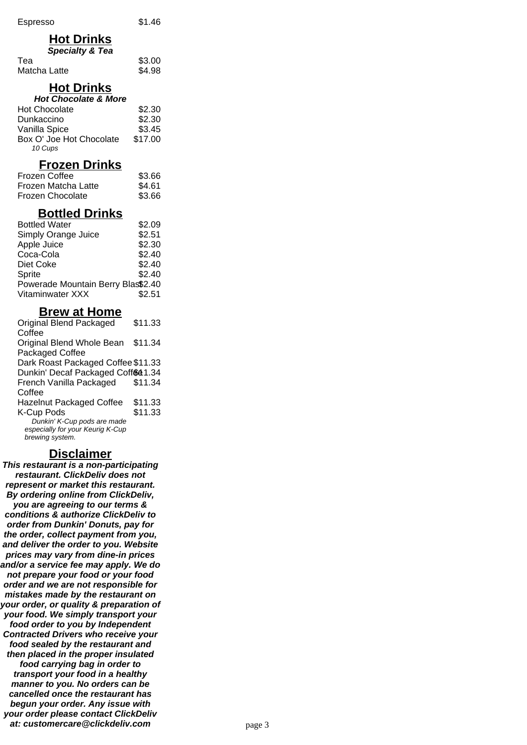Espresso $1.46

## Hot Drinks

***Specialty & Tea***

Tea $3.00
Matcha Latte $4.98

## Hot Drinks

***Hot Chocolate & More***

Hot Chocolate $2.30
Dunkaccino $2.30
Vanilla Spice $3.45
Box O' Joe Hot Chocolate $17.00
*10 Cups*

## Frozen Drinks

Frozen Coffee $3.66
Frozen Matcha Latte $4.61
Frozen Chocolate $3.66

## Bottled Drinks

Bottled Water $2.09
Simply Orange Juice $2.51
Apple Juice $2.30
Coca-Cola $2.40
Diet Coke $2.40
Sprite $2.40
Powerade Mountain Berry Blast $2.40
Vitaminwater XXX $2.51

## Brew at Home

Original Blend Packaged Coffee $11.33
Original Blend Whole Bean Packaged Coffee $11.34
Dark Roast Packaged Coffee $11.33
Dunkin' Decaf Packaged Coffee $11.34
French Vanilla Packaged Coffee $11.34
Hazelnut Packaged Coffee $11.33
K-Cup Pods $11.33
*Dunkin' K-Cup pods are made especially for your Keurig K-Cup brewing system.*

## Disclaimer

***This restaurant is a non-participating restaurant. ClickDeliv does not represent or market this restaurant. By ordering online from ClickDeliv, you are agreeing to our terms & conditions & authorize ClickDeliv to order from Dunkin' Donuts, pay for the order, collect payment from you, and deliver the order to you. Website prices may vary from dine-in prices and/or a service fee may apply. We do not prepare your food or your food order and we are not responsible for mistakes made by the restaurant on your order, or quality & preparation of your food. We simply transport your food order to you by Independent Contracted Drivers who receive your food sealed by the restaurant and then placed in the proper insulated food carrying bag in order to transport your food in a healthy manner to you. No orders can be cancelled once the restaurant has begun your order. Any issue with your order please contact ClickDeliv at: customercare@clickdeliv.com***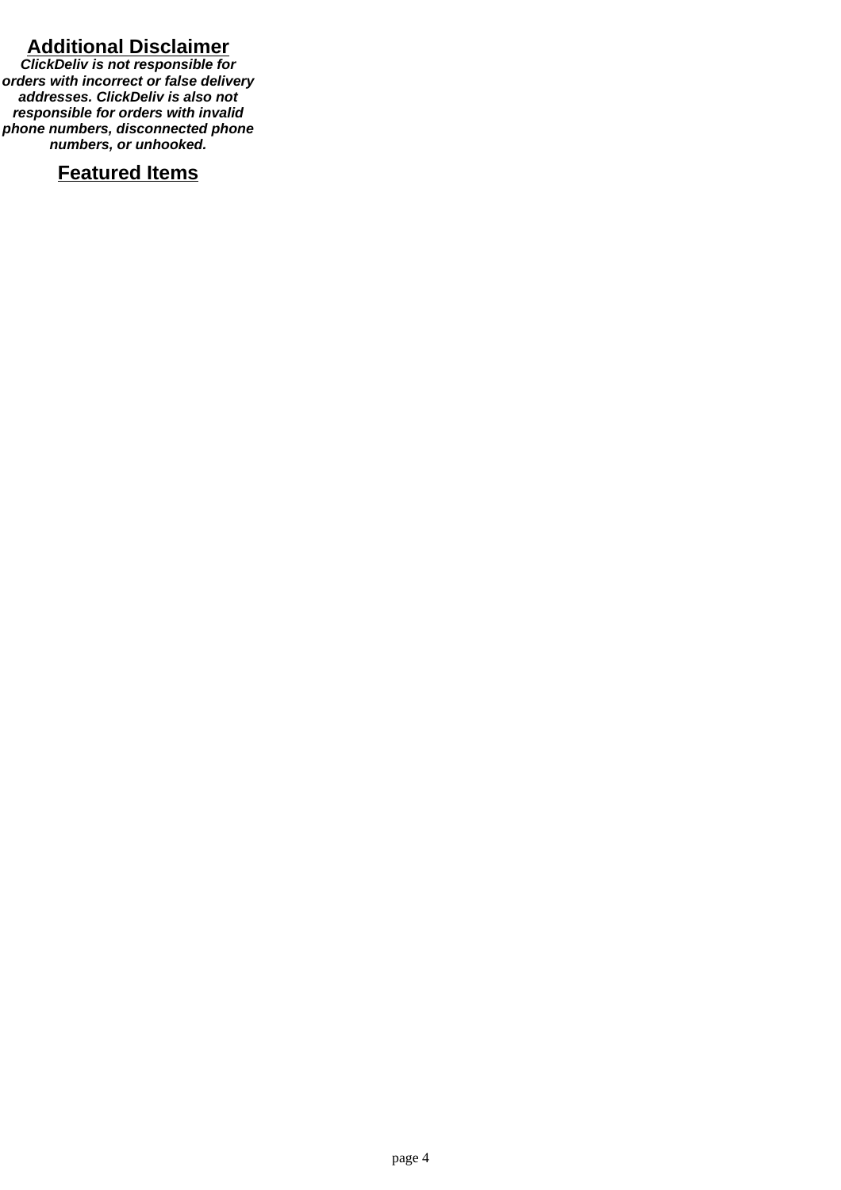## Additional Disclaimer

***ClickDeliv is not responsible for orders with incorrect or false delivery addresses. ClickDeliv is also not responsible for orders with invalid phone numbers, disconnected phone numbers, or unhooked.***

## Featured Items